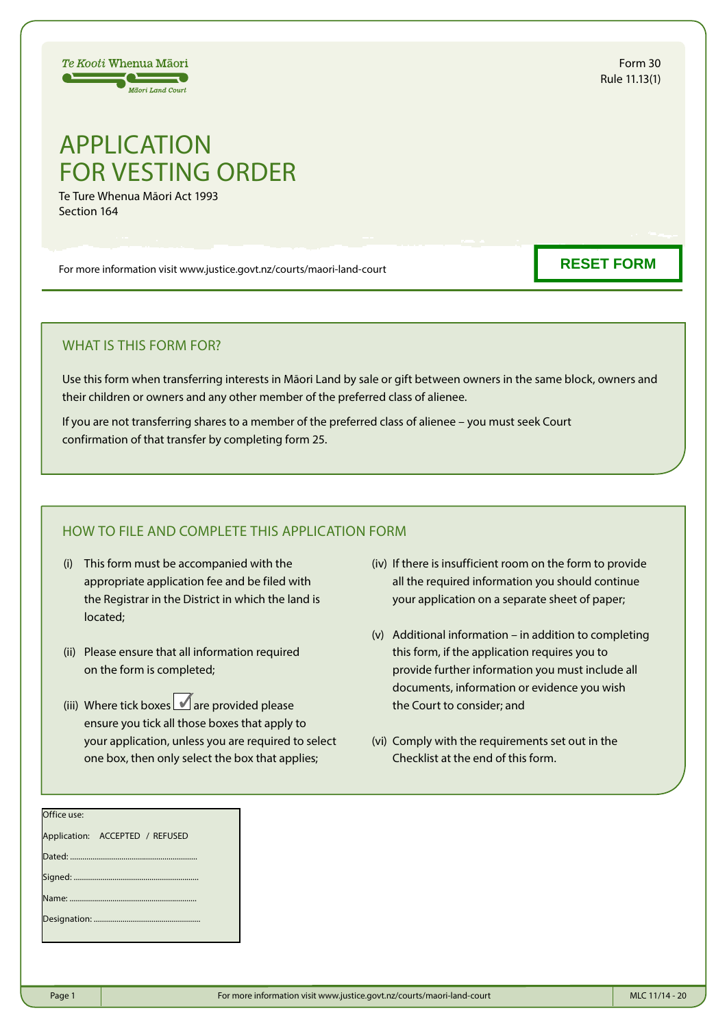Te Kooti Whenua Māori
Māori Land Court

Form 30
Rule 11.13(1)

# APPLICATION FOR VESTING ORDER

Te Ture Whenua Māori Act 1993
Section 164

For more information visit www.justice.govt.nz/courts/maori-land-court

RESET FORM

## WHAT IS THIS FORM FOR?

Use this form when transferring interests in Māori Land by sale or gift between owners in the same block, owners and their children or owners and any other member of the preferred class of alienee.

If you are not transferring shares to a member of the preferred class of alienee – you must seek Court confirmation of that transfer by completing form 25.

## HOW TO FILE AND COMPLETE THIS APPLICATION FORM

(i) This form must be accompanied with the appropriate application fee and be filed with the Registrar in the District in which the land is located;

(ii) Please ensure that all information required on the form is completed;

(iii) Where tick boxes ☑ are provided please ensure you tick all those boxes that apply to your application, unless you are required to select one box, then only select the box that applies;

(iv) If there is insufficient room on the form to provide all the required information you should continue your application on a separate sheet of paper;

(v) Additional information – in addition to completing this form, if the application requires you to provide further information you must include all documents, information or evidence you wish the Court to consider; and

(vi) Comply with the requirements set out in the Checklist at the end of this form.

Office use:

Application: ACCEPTED / REFUSED

Dated: ...............................................................

Signed: ...............................................................

Name: ...............................................................

Designation: ...............................................................

MLC 11/14 - 20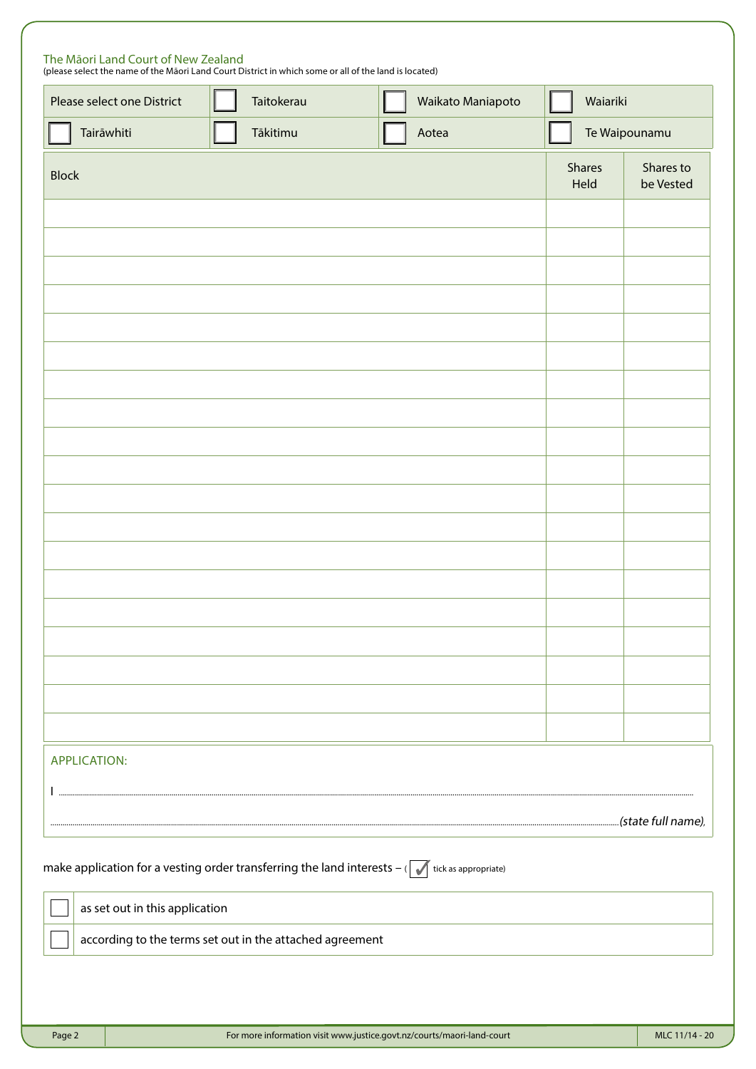## The Māori Land Court of New Zealand

(please select the name of the Māori Land Court District in which some or all of the land is located)

| Please select one District | ☐ Taitokerau | ☐ Waikato Maniapoto | ☐ Waiariki |
|---|---|---|---|
| ☐ Tairāwhiti | ☐ Tākitimu | ☐ Aotea | ☐ Te Waipounamu |

| Block | Shares Held | Shares to be Vested |
|---|---|---|
| | | |
| | | |
| | | |
| | | |
| | | |
| | | |
| | | |
| | | |
| | | |
| | | |
| | | |
| | | |
| | | |
| | | |
| | | |
| | | |
| | | |
| | | |
| | | |

### APPLICATION:

I ..........................................................................................................................................................................................

.......................................................................................................................................................................*(state full name)*,

make application for a vesting order transferring the land interests – (☑ tick as appropriate)

☐ as set out in this application

☐ according to the terms set out in the attached agreement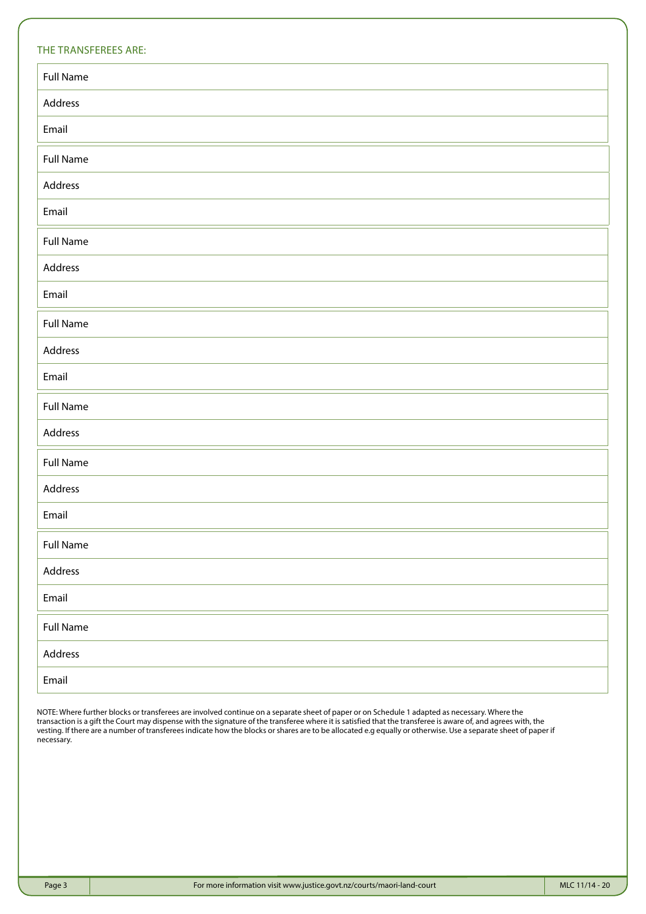THE TRANSFEREES ARE:

| |
|---|
| Full Name |
| Address |
| Email |

| |
|---|
| Full Name |
| Address |
| Email |

| |
|---|
| Full Name |
| Address |
| Email |

| |
|---|
| Full Name |
| Address |
| Email |

| |
|---|
| Full Name |
| Address |

| |
|---|
| Full Name |
| Address |
| Email |

| |
|---|
| Full Name |
| Address |
| Email |

| |
|---|
| Full Name |
| Address |
| Email |

NOTE: Where further blocks or transferees are involved continue on a separate sheet of paper or on Schedule 1 adapted as necessary. Where the transaction is a gift the Court may dispense with the signature of the transferee where it is satisfied that the transferee is aware of, and agrees with, the vesting. If there are a number of transferees indicate how the blocks or shares are to be allocated e.g equally or otherwise. Use a separate sheet of paper if necessary.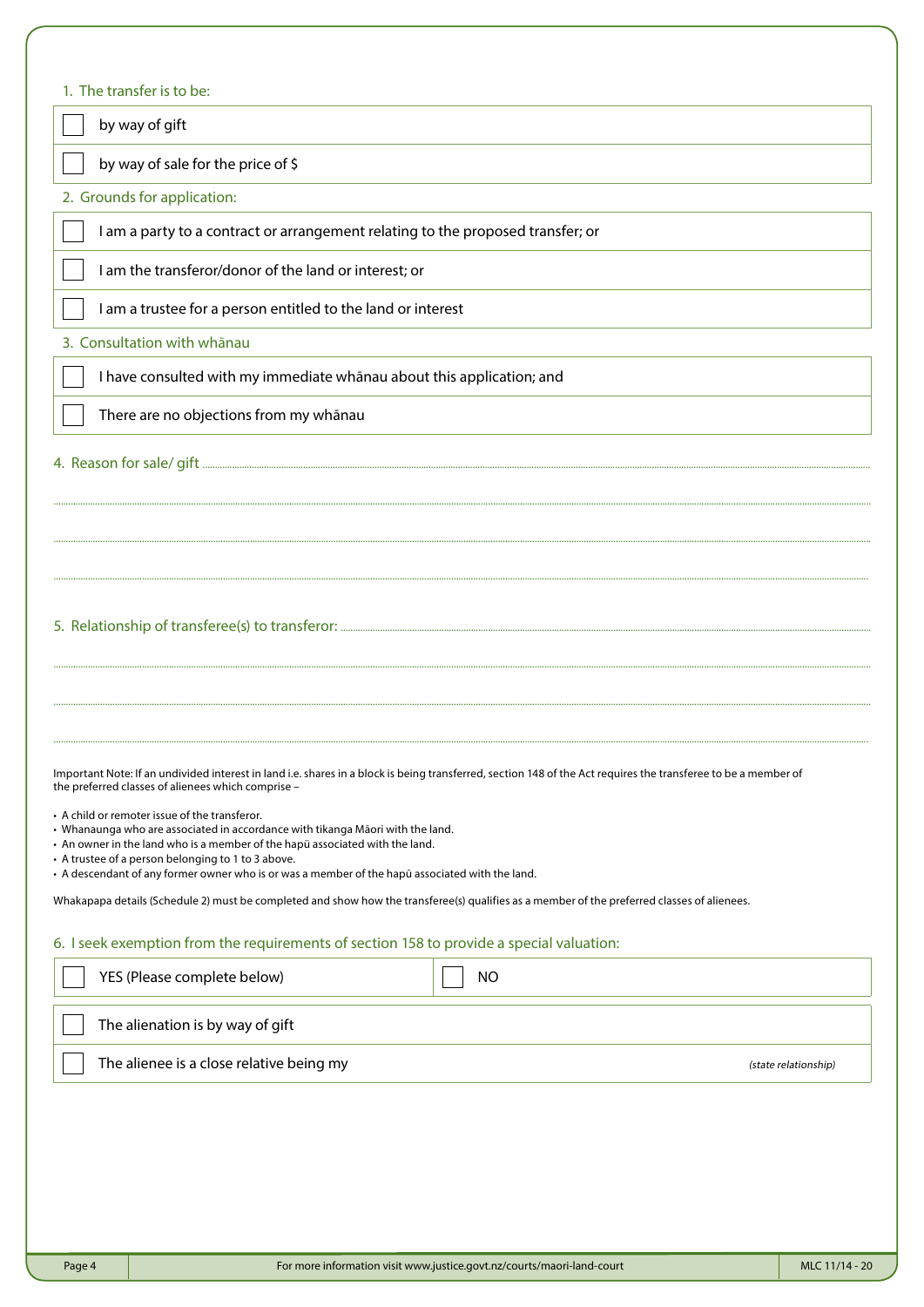1. The transfer is to be:

- [ ] by way of gift
- [ ] by way of sale for the price of $

2. Grounds for application:

- [ ] I am a party to a contract or arrangement relating to the proposed transfer; or
- [ ] I am the transferor/donor of the land or interest; or
- [ ] I am a trustee for a person entitled to the land or interest

3. Consultation with whānau

- [ ] I have consulted with my immediate whānau about this application; and
- [ ] There are no objections from my whānau

4. Reason for sale/ gift ..............................................................................................................................................

..............................................................................................................................................

..............................................................................................................................................

..............................................................................................................................................

5. Relationship of transferee(s) to transferor: ..............................................................................................................................................

..............................................................................................................................................

..............................................................................................................................................

..............................................................................................................................................

Important Note: If an undivided interest in land i.e. shares in a block is being transferred, section 148 of the Act requires the transferee to be a member of the preferred classes of alienees which comprise –

- A child or remoter issue of the transferor.
- Whanaunga who are associated in accordance with tikanga Māori with the land.
- An owner in the land who is a member of the hapū associated with the land.
- A trustee of a person belonging to 1 to 3 above.
- A descendant of any former owner who is or was a member of the hapū associated with the land.

Whakapapa details (Schedule 2) must be completed and show how the transferee(s) qualifies as a member of the preferred classes of alienees.

6. I seek exemption from the requirements of section 158 to provide a special valuation:

- [ ] YES (Please complete below)
- [ ] NO

- [ ] The alienation is by way of gift
- [ ] The alienee is a close relative being my *(state relationship)*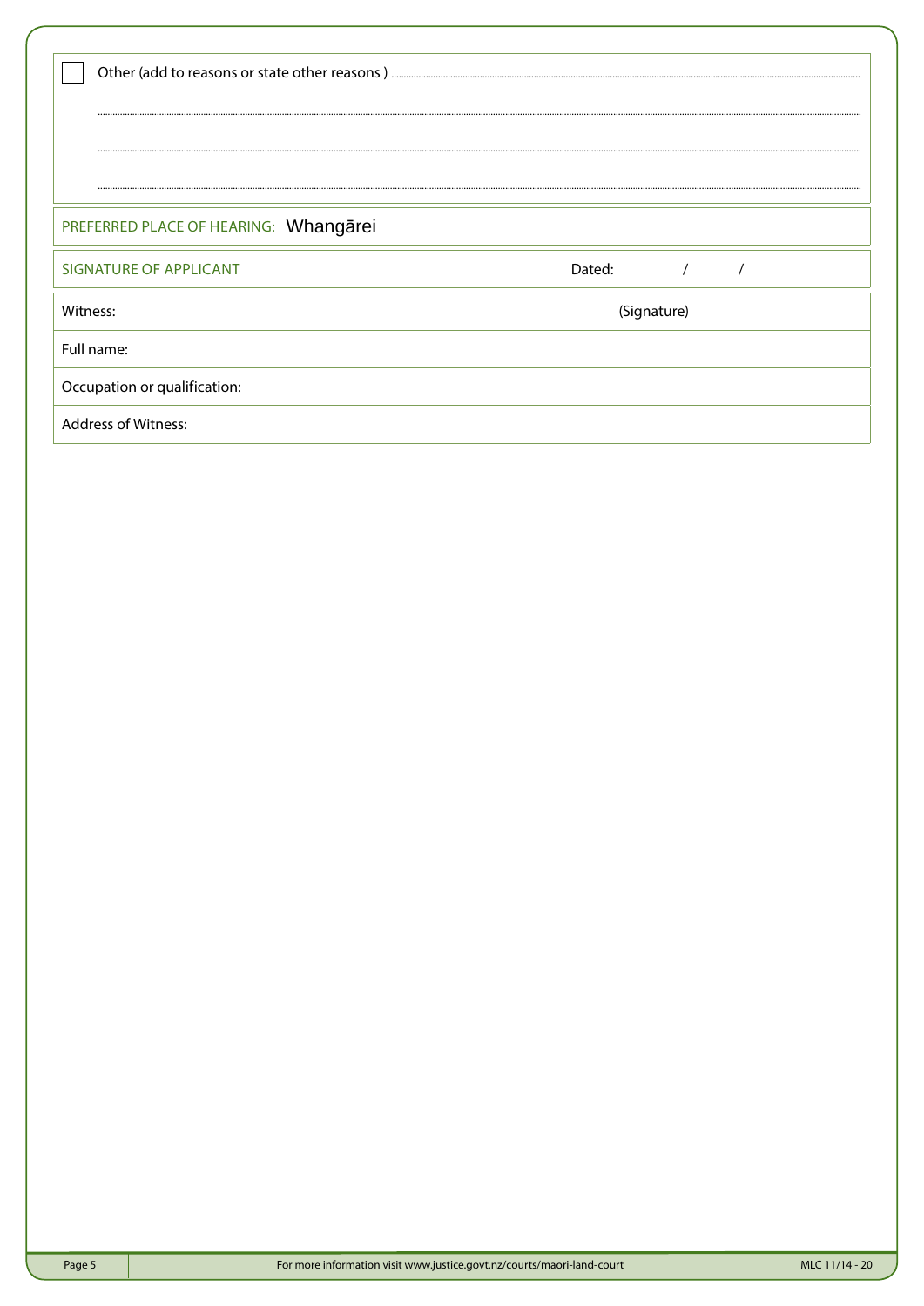☐ Other (add to reasons or state other reasons ) ..............................................................................................................................

..............................................................................................................................................................................................

..............................................................................................................................................................................................

..............................................................................................................................................................................................

| PREFERRED PLACE OF HEARING: Whangārei | |
|---|---|
| SIGNATURE OF APPLICANT | Dated: / / |
| Witness: | (Signature) |
| Full name: | |
| Occupation or qualification: | |
| Address of Witness: | |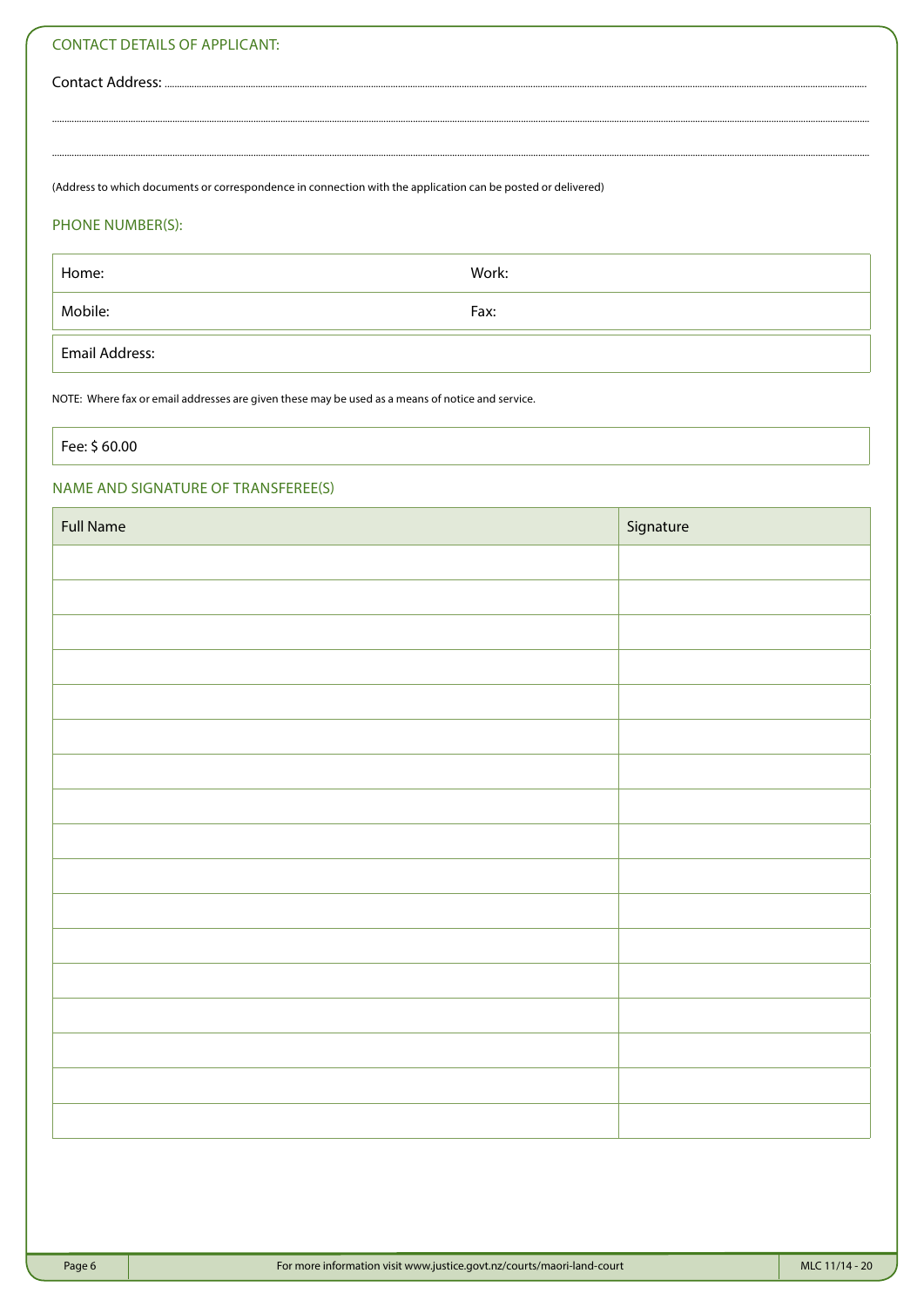## CONTACT DETAILS OF APPLICANT:

Contact Address: ....................................................................................................

....................................................................................................

....................................................................................................

(Address to which documents or correspondence in connection with the application can be posted or delivered)

## PHONE NUMBER(S):

| Home: | Work: |
|---|---|
| Mobile: | Fax: |

| Email Address: |
|---|

NOTE: Where fax or email addresses are given these may be used as a means of notice and service.

| Fee: $ 60.00 |
|---|

## NAME AND SIGNATURE OF TRANSFEREE(S)

| Full Name | Signature |
|---|---|
| | |
| | |
| | |
| | |
| | |
| | |
| | |
| | |
| | |
| | |
| | |
| | |
| | |
| | |
| | |
| | |
| | |

For more information visit www.justice.govt.nz/courts/maori-land-court

MLC 11/14 - 20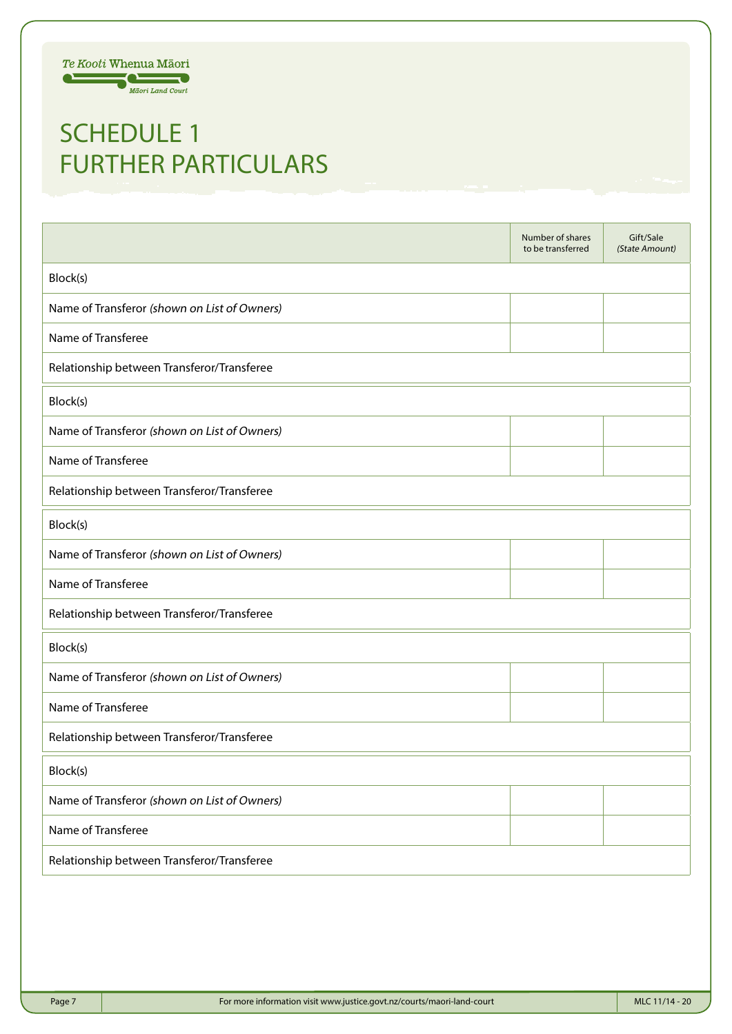Te Kooti Whenua Māori
Māori Land Court

# SCHEDULE 1
# FURTHER PARTICULARS

| | Number of shares to be transferred | Gift/Sale *(State Amount)* |
|---|---|---|
| Block(s) | | |
| Name of Transferor *(shown on List of Owners)* | | |
| Name of Transferee | | |
| Relationship between Transferor/Transferee | | |
| Block(s) | | |
| Name of Transferor *(shown on List of Owners)* | | |
| Name of Transferee | | |
| Relationship between Transferor/Transferee | | |
| Block(s) | | |
| Name of Transferor *(shown on List of Owners)* | | |
| Name of Transferee | | |
| Relationship between Transferor/Transferee | | |
| Block(s) | | |
| Name of Transferor *(shown on List of Owners)* | | |
| Name of Transferee | | |
| Relationship between Transferor/Transferee | | |
| Block(s) | | |
| Name of Transferor *(shown on List of Owners)* | | |
| Name of Transferee | | |
| Relationship between Transferor/Transferee | | |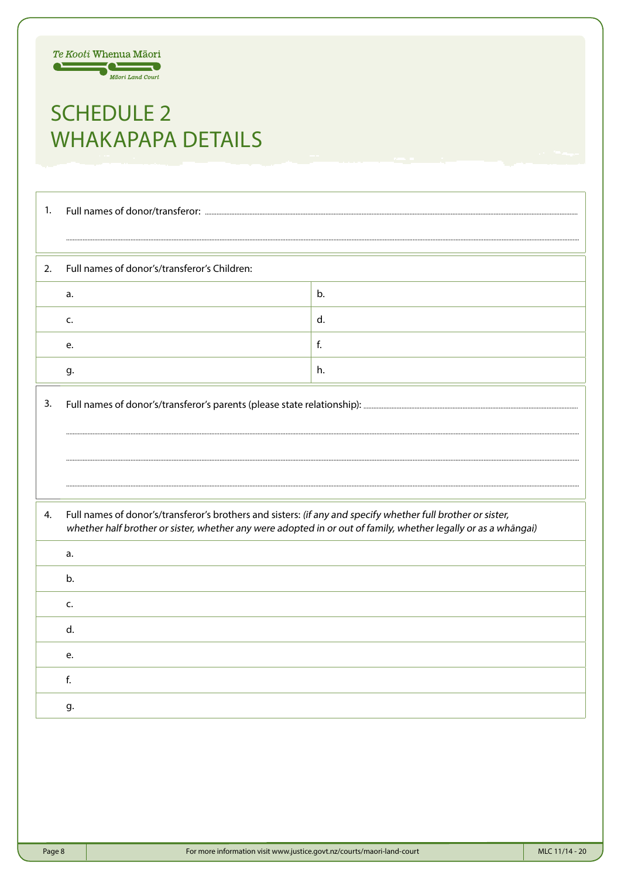Te Kooti Whenua Māori
Māori Land Court

# SCHEDULE 2
# WHAKAPAPA DETAILS

1. Full names of donor/transferor: ..........................................................................................................

..........................................................................................................

2. Full names of donor's/transferor's Children:

| | |
|---|---|
| a. | b. |
| c. | d. |
| e. | f. |
| g. | h. |

3. Full names of donor's/transferor's parents (please state relationship): ..........................................................................................................

..........................................................................................................

..........................................................................................................

..........................................................................................................

4. Full names of donor's/transferor's brothers and sisters: *(if any and specify whether full brother or sister, whether half brother or sister, whether any were adopted in or out of family, whether legally or as a whāngai)*

a.

b.

c.

d.

e.

f.

g.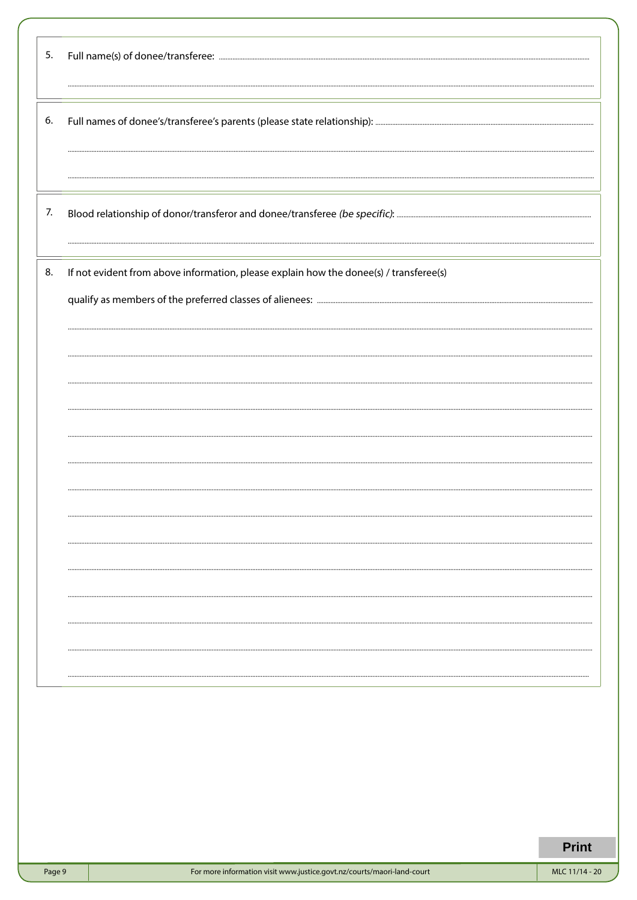5. Full name(s) of donee/transferee: ..............................................................................................................................................

..............................................................................................................................................

6. Full names of donee's/transferee's parents (please state relationship): ..............................................................................................................................................

..............................................................................................................................................

..............................................................................................................................................

7. Blood relationship of donor/transferor and donee/transferee *(be specific)*: ..............................................................................................................................................

..............................................................................................................................................

8. If not evident from above information, please explain how the donee(s) / transferee(s) qualify as members of the preferred classes of alienees: ..............................................................................................................................................

..............................................................................................................................................

..............................................................................................................................................

..............................................................................................................................................

..............................................................................................................................................

..............................................................................................................................................

..............................................................................................................................................

..............................................................................................................................................

..............................................................................................................................................

..............................................................................................................................................

..............................................................................................................................................

..............................................................................................................................................

..............................................................................................................................................

..............................................................................................................................................

Print

For more information visit www.justice.govt.nz/courts/maori-land-court

MLC 11/14 - 20